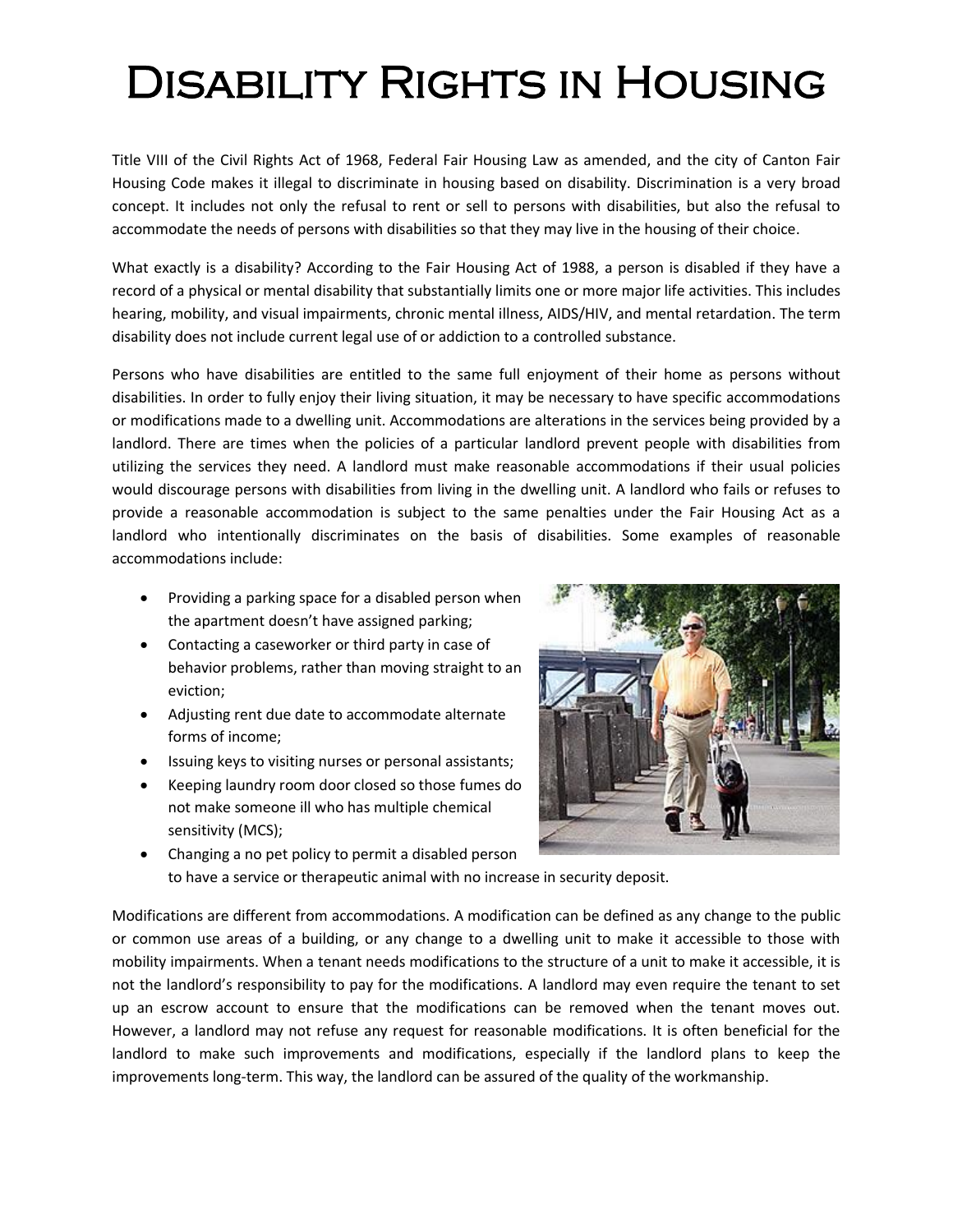# Disability Rights in Housing

Title VIII of the Civil Rights Act of 1968, Federal Fair Housing Law as amended, and the city of Canton Fair Housing Code makes it illegal to discriminate in housing based on disability. Discrimination is a very broad concept. It includes not only the refusal to rent or sell to persons with disabilities, but also the refusal to accommodate the needs of persons with disabilities so that they may live in the housing of their choice.

What exactly is a disability? According to the Fair Housing Act of 1988, a person is disabled if they have a record of a physical or mental disability that substantially limits one or more major life activities. This includes hearing, mobility, and visual impairments, chronic mental illness, AIDS/HIV, and mental retardation. The term disability does not include current legal use of or addiction to a controlled substance.

Persons who have disabilities are entitled to the same full enjoyment of their home as persons without disabilities. In order to fully enjoy their living situation, it may be necessary to have specific accommodations or modifications made to a dwelling unit. Accommodations are alterations in the services being provided by a landlord. There are times when the policies of a particular landlord prevent people with disabilities from utilizing the services they need. A landlord must make reasonable accommodations if their usual policies would discourage persons with disabilities from living in the dwelling unit. A landlord who fails or refuses to provide a reasonable accommodation is subject to the same penalties under the Fair Housing Act as a landlord who intentionally discriminates on the basis of disabilities. Some examples of reasonable accommodations include:

- Providing a parking space for a disabled person when the apartment doesn't have assigned parking;
- Contacting a caseworker or third party in case of behavior problems, rather than moving straight to an eviction;
- Adjusting rent due date to accommodate alternate forms of income;
- Issuing keys to visiting nurses or personal assistants;
- Keeping laundry room door closed so those fumes do not make someone ill who has multiple chemical sensitivity (MCS);
- Changing a no pet policy to permit a disabled person to have a service or therapeutic animal with no increase in security deposit.

Modifications are different from accommodations. A modification can be defined as any change to the public or common use areas of a building, or any change to a dwelling unit to make it accessible to those with mobility impairments. When a tenant needs modifications to the structure of a unit to make it accessible, it is not the landlord's responsibility to pay for the modifications. A landlord may even require the tenant to set up an escrow account to ensure that the modifications can be removed when the tenant moves out. However, a landlord may not refuse any request for reasonable modifications. It is often beneficial for the landlord to make such improvements and modifications, especially if the landlord plans to keep the improvements long-term. This way, the landlord can be assured of the quality of the workmanship.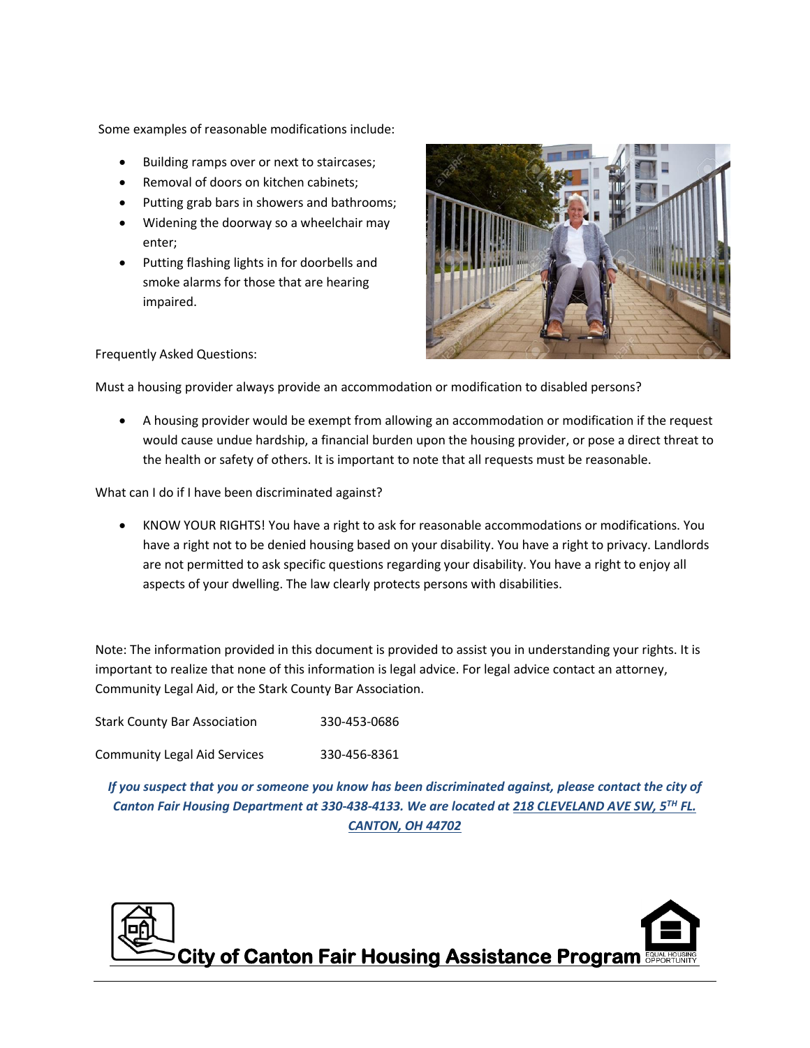Some examples of reasonable modifications include:

- Building ramps over or next to staircases;
- Removal of doors on kitchen cabinets;
- Putting grab bars in showers and bathrooms;
- Widening the doorway so a wheelchair may enter;
- Putting flashing lights in for doorbells and smoke alarms for those that are hearing impaired.

Frequently Asked Questions:

Must a housing provider always provide an accommodation or modification to disabled persons?

- A housing provider would be exempt from allowing an accommodation or modification if the request would cause undue hardship, a financial burden upon the housing provider, or pose a direct threat to the health or safety of others. It is important to note that all requests must be reasonable.

What can I do if I have been discriminated against?

- KNOW YOUR RIGHTS! You have a right to ask for reasonable accommodations or modifications. You have a right not to be denied housing based on your disability. You have a right to privacy. Landlords are not permitted to ask specific questions regarding your disability. You have a right to enjoy all aspects of your dwelling. The law clearly protects persons with disabilities.

Note: The information provided in this document is provided to assist you in understanding your rights. It is important to realize that none of this information is legal advice. For legal advice contact an attorney, Community Legal Aid, or the Stark County Bar Association.

| | |
|---|---|
| Stark County Bar Association | 330-453-0686 |
| Community Legal Aid Services | 330-456-8361 |

***If you suspect that you or someone you know has been discriminated against, please contact the city of Canton Fair Housing Department at 330-438-4133. We are located at 218 CLEVELAND AVE SW, 5TH FL. CANTON, OH 44702***

**City of Canton Fair Housing Assistance Program**

EQUAL HOUSING OPPORTUNITY